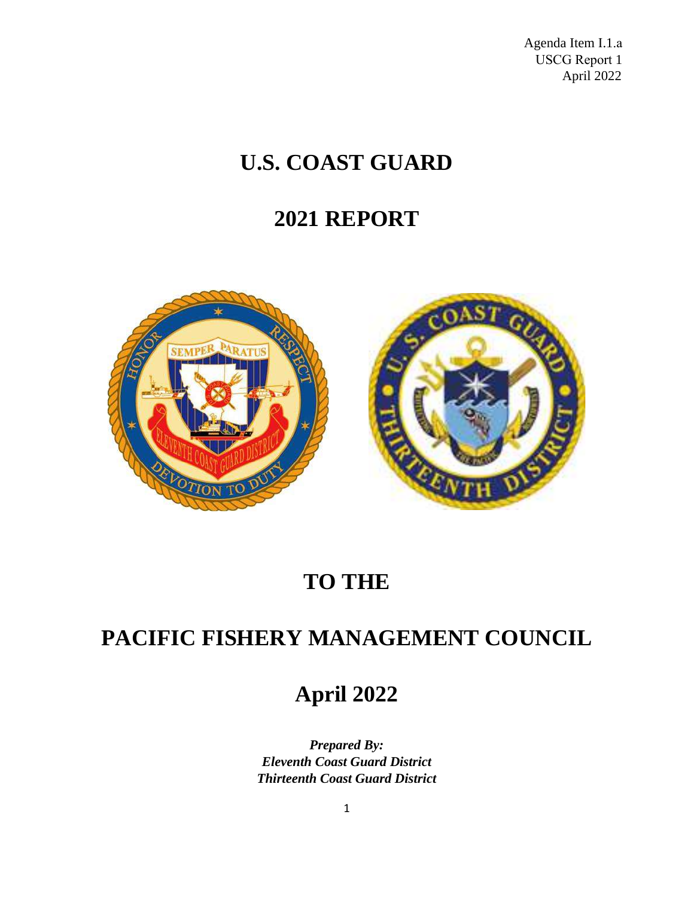Agenda Item I.1.a
USCG Report 1
April 2022

# U.S. COAST GUARD

# 2021 REPORT

# TO THE

# PACIFIC FISHERY MANAGEMENT COUNCIL

# April 2022

***Prepared By:***
***Eleventh Coast Guard District***
***Thirteenth Coast Guard District***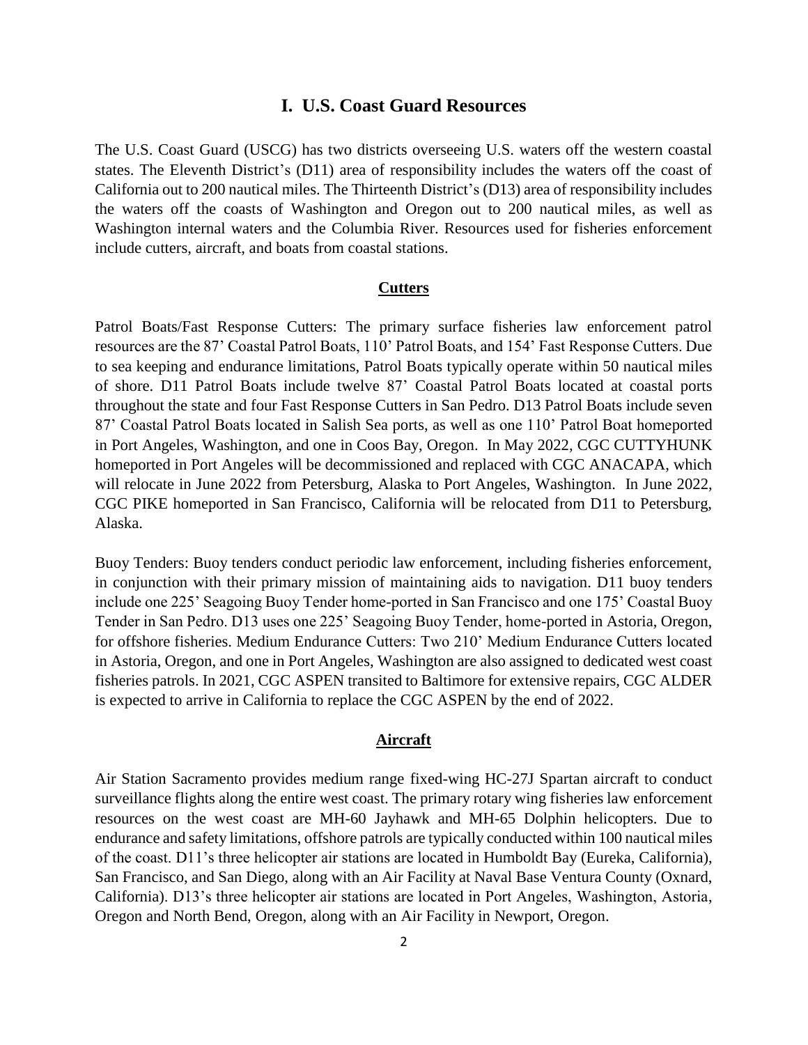## I. U.S. Coast Guard Resources

The U.S. Coast Guard (USCG) has two districts overseeing U.S. waters off the western coastal states. The Eleventh District's (D11) area of responsibility includes the waters off the coast of California out to 200 nautical miles. The Thirteenth District's (D13) area of responsibility includes the waters off the coasts of Washington and Oregon out to 200 nautical miles, as well as Washington internal waters and the Columbia River. Resources used for fisheries enforcement include cutters, aircraft, and boats from coastal stations.

### Cutters

Patrol Boats/Fast Response Cutters: The primary surface fisheries law enforcement patrol resources are the 87' Coastal Patrol Boats, 110' Patrol Boats, and 154' Fast Response Cutters. Due to sea keeping and endurance limitations, Patrol Boats typically operate within 50 nautical miles of shore. D11 Patrol Boats include twelve 87' Coastal Patrol Boats located at coastal ports throughout the state and four Fast Response Cutters in San Pedro. D13 Patrol Boats include seven 87' Coastal Patrol Boats located in Salish Sea ports, as well as one 110' Patrol Boat homeported in Port Angeles, Washington, and one in Coos Bay, Oregon. In May 2022, CGC CUTTYHUNK homeported in Port Angeles will be decommissioned and replaced with CGC ANACAPA, which will relocate in June 2022 from Petersburg, Alaska to Port Angeles, Washington. In June 2022, CGC PIKE homeported in San Francisco, California will be relocated from D11 to Petersburg, Alaska.

Buoy Tenders: Buoy tenders conduct periodic law enforcement, including fisheries enforcement, in conjunction with their primary mission of maintaining aids to navigation. D11 buoy tenders include one 225' Seagoing Buoy Tender home-ported in San Francisco and one 175' Coastal Buoy Tender in San Pedro. D13 uses one 225' Seagoing Buoy Tender, home-ported in Astoria, Oregon, for offshore fisheries. Medium Endurance Cutters: Two 210' Medium Endurance Cutters located in Astoria, Oregon, and one in Port Angeles, Washington are also assigned to dedicated west coast fisheries patrols. In 2021, CGC ASPEN transited to Baltimore for extensive repairs, CGC ALDER is expected to arrive in California to replace the CGC ASPEN by the end of 2022.

### Aircraft

Air Station Sacramento provides medium range fixed-wing HC-27J Spartan aircraft to conduct surveillance flights along the entire west coast. The primary rotary wing fisheries law enforcement resources on the west coast are MH-60 Jayhawk and MH-65 Dolphin helicopters. Due to endurance and safety limitations, offshore patrols are typically conducted within 100 nautical miles of the coast. D11's three helicopter air stations are located in Humboldt Bay (Eureka, California), San Francisco, and San Diego, along with an Air Facility at Naval Base Ventura County (Oxnard, California). D13's three helicopter air stations are located in Port Angeles, Washington, Astoria, Oregon and North Bend, Oregon, along with an Air Facility in Newport, Oregon.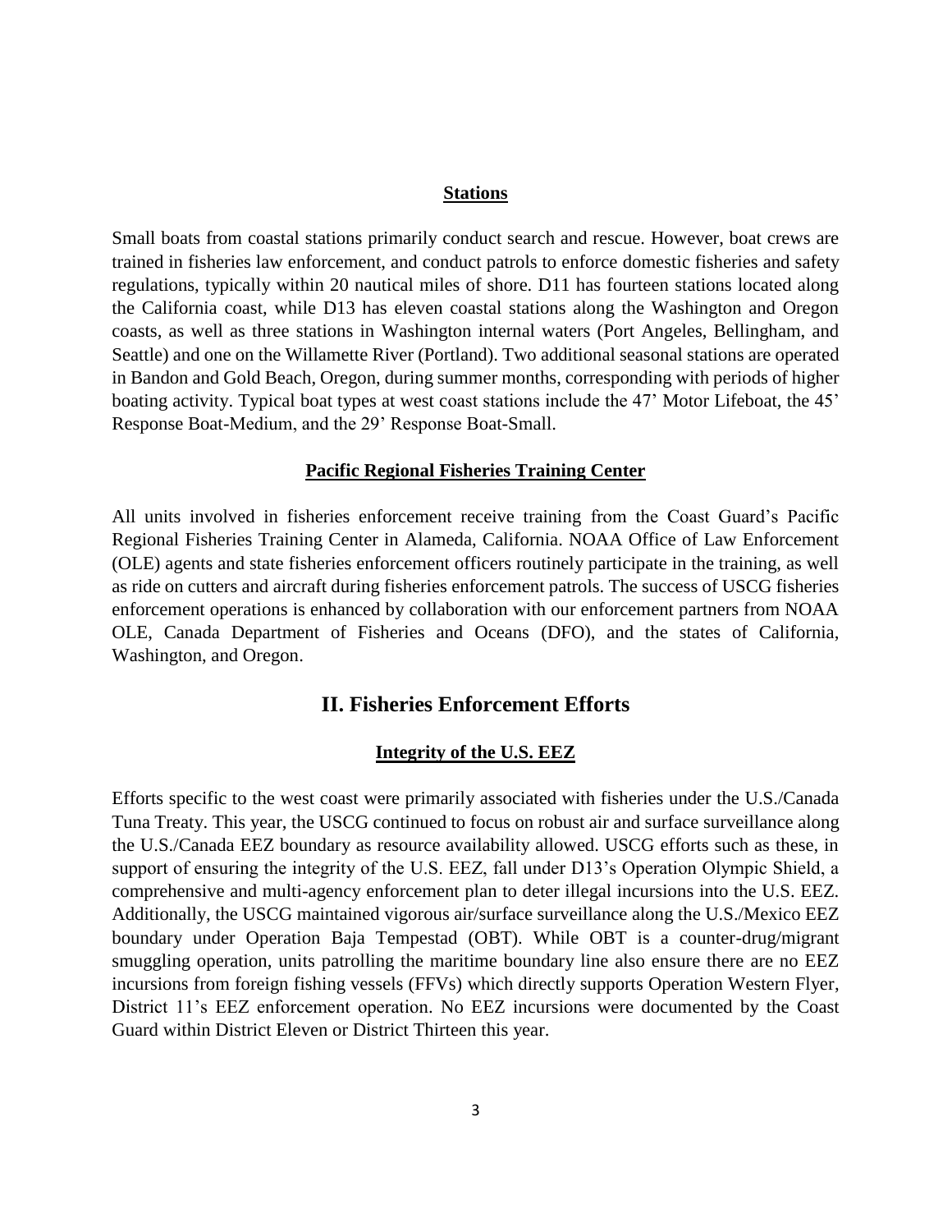### **Stations**

Small boats from coastal stations primarily conduct search and rescue. However, boat crews are trained in fisheries law enforcement, and conduct patrols to enforce domestic fisheries and safety regulations, typically within 20 nautical miles of shore. D11 has fourteen stations located along the California coast, while D13 has eleven coastal stations along the Washington and Oregon coasts, as well as three stations in Washington internal waters (Port Angeles, Bellingham, and Seattle) and one on the Willamette River (Portland). Two additional seasonal stations are operated in Bandon and Gold Beach, Oregon, during summer months, corresponding with periods of higher boating activity. Typical boat types at west coast stations include the 47' Motor Lifeboat, the 45' Response Boat-Medium, and the 29' Response Boat-Small.

### **Pacific Regional Fisheries Training Center**

All units involved in fisheries enforcement receive training from the Coast Guard's Pacific Regional Fisheries Training Center in Alameda, California. NOAA Office of Law Enforcement (OLE) agents and state fisheries enforcement officers routinely participate in the training, as well as ride on cutters and aircraft during fisheries enforcement patrols. The success of USCG fisheries enforcement operations is enhanced by collaboration with our enforcement partners from NOAA OLE, Canada Department of Fisheries and Oceans (DFO), and the states of California, Washington, and Oregon.

## II. Fisheries Enforcement Efforts

### **Integrity of the U.S. EEZ**

Efforts specific to the west coast were primarily associated with fisheries under the U.S./Canada Tuna Treaty. This year, the USCG continued to focus on robust air and surface surveillance along the U.S./Canada EEZ boundary as resource availability allowed. USCG efforts such as these, in support of ensuring the integrity of the U.S. EEZ, fall under D13's Operation Olympic Shield, a comprehensive and multi-agency enforcement plan to deter illegal incursions into the U.S. EEZ. Additionally, the USCG maintained vigorous air/surface surveillance along the U.S./Mexico EEZ boundary under Operation Baja Tempestad (OBT). While OBT is a counter-drug/migrant smuggling operation, units patrolling the maritime boundary line also ensure there are no EEZ incursions from foreign fishing vessels (FFVs) which directly supports Operation Western Flyer, District 11's EEZ enforcement operation. No EEZ incursions were documented by the Coast Guard within District Eleven or District Thirteen this year.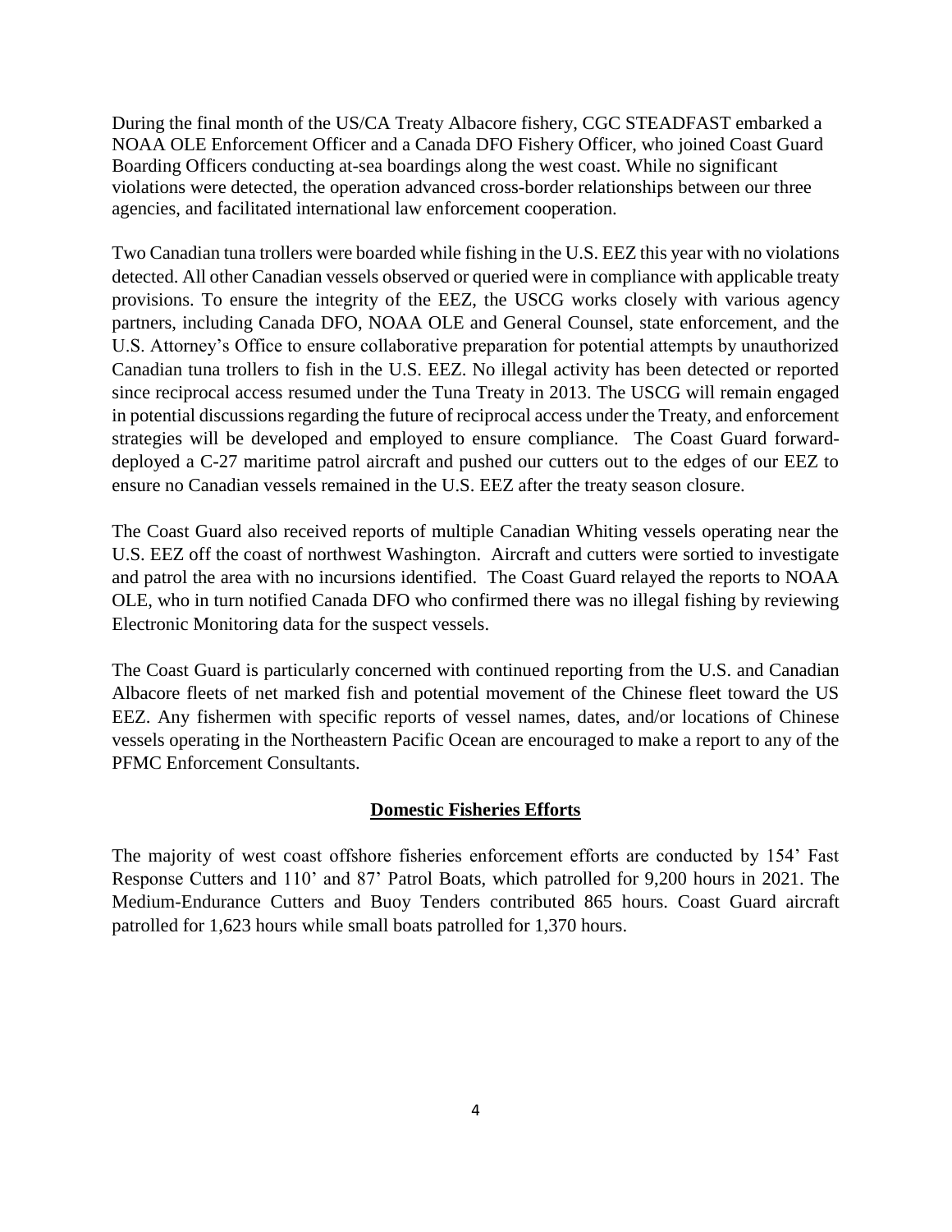During the final month of the US/CA Treaty Albacore fishery, CGC STEADFAST embarked a NOAA OLE Enforcement Officer and a Canada DFO Fishery Officer, who joined Coast Guard Boarding Officers conducting at-sea boardings along the west coast. While no significant violations were detected, the operation advanced cross-border relationships between our three agencies, and facilitated international law enforcement cooperation.

Two Canadian tuna trollers were boarded while fishing in the U.S. EEZ this year with no violations detected. All other Canadian vessels observed or queried were in compliance with applicable treaty provisions. To ensure the integrity of the EEZ, the USCG works closely with various agency partners, including Canada DFO, NOAA OLE and General Counsel, state enforcement, and the U.S. Attorney's Office to ensure collaborative preparation for potential attempts by unauthorized Canadian tuna trollers to fish in the U.S. EEZ. No illegal activity has been detected or reported since reciprocal access resumed under the Tuna Treaty in 2013. The USCG will remain engaged in potential discussions regarding the future of reciprocal access under the Treaty, and enforcement strategies will be developed and employed to ensure compliance. The Coast Guard forward-deployed a C-27 maritime patrol aircraft and pushed our cutters out to the edges of our EEZ to ensure no Canadian vessels remained in the U.S. EEZ after the treaty season closure.

The Coast Guard also received reports of multiple Canadian Whiting vessels operating near the U.S. EEZ off the coast of northwest Washington. Aircraft and cutters were sortied to investigate and patrol the area with no incursions identified. The Coast Guard relayed the reports to NOAA OLE, who in turn notified Canada DFO who confirmed there was no illegal fishing by reviewing Electronic Monitoring data for the suspect vessels.

The Coast Guard is particularly concerned with continued reporting from the U.S. and Canadian Albacore fleets of net marked fish and potential movement of the Chinese fleet toward the US EEZ. Any fishermen with specific reports of vessel names, dates, and/or locations of Chinese vessels operating in the Northeastern Pacific Ocean are encouraged to make a report to any of the PFMC Enforcement Consultants.

## Domestic Fisheries Efforts

The majority of west coast offshore fisheries enforcement efforts are conducted by 154' Fast Response Cutters and 110' and 87' Patrol Boats, which patrolled for 9,200 hours in 2021. The Medium-Endurance Cutters and Buoy Tenders contributed 865 hours. Coast Guard aircraft patrolled for 1,623 hours while small boats patrolled for 1,370 hours.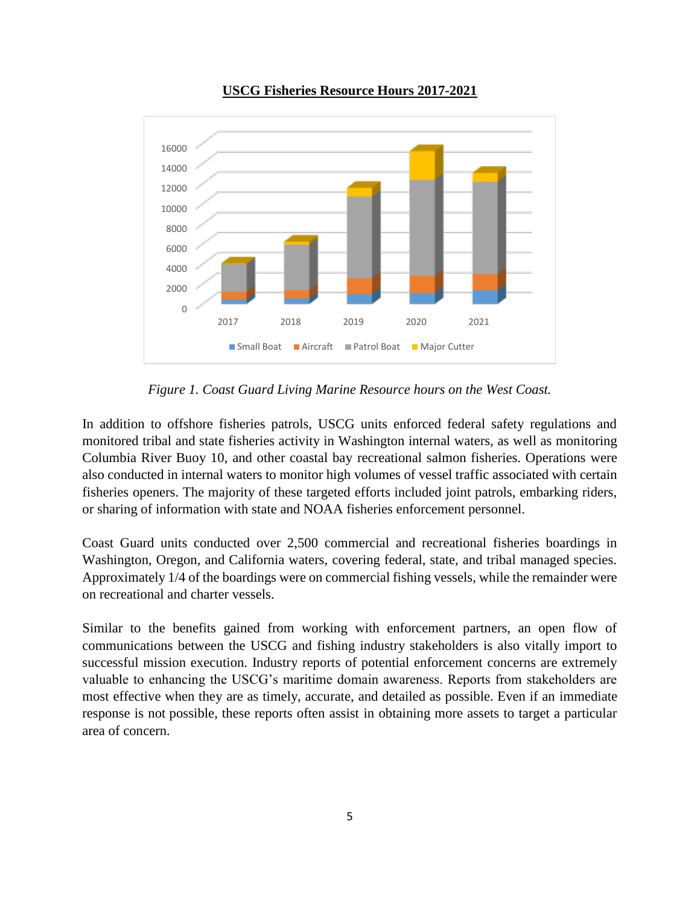**USCG Fisheries Resource Hours 2017-2021**

*Figure 1. Coast Guard Living Marine Resource hours on the West Coast.*

In addition to offshore fisheries patrols, USCG units enforced federal safety regulations and monitored tribal and state fisheries activity in Washington internal waters, as well as monitoring Columbia River Buoy 10, and other coastal bay recreational salmon fisheries. Operations were also conducted in internal waters to monitor high volumes of vessel traffic associated with certain fisheries openers. The majority of these targeted efforts included joint patrols, embarking riders, or sharing of information with state and NOAA fisheries enforcement personnel.

Coast Guard units conducted over 2,500 commercial and recreational fisheries boardings in Washington, Oregon, and California waters, covering federal, state, and tribal managed species. Approximately 1/4 of the boardings were on commercial fishing vessels, while the remainder were on recreational and charter vessels.

Similar to the benefits gained from working with enforcement partners, an open flow of communications between the USCG and fishing industry stakeholders is also vitally import to successful mission execution. Industry reports of potential enforcement concerns are extremely valuable to enhancing the USCG's maritime domain awareness. Reports from stakeholders are most effective when they are as timely, accurate, and detailed as possible. Even if an immediate response is not possible, these reports often assist in obtaining more assets to target a particular area of concern.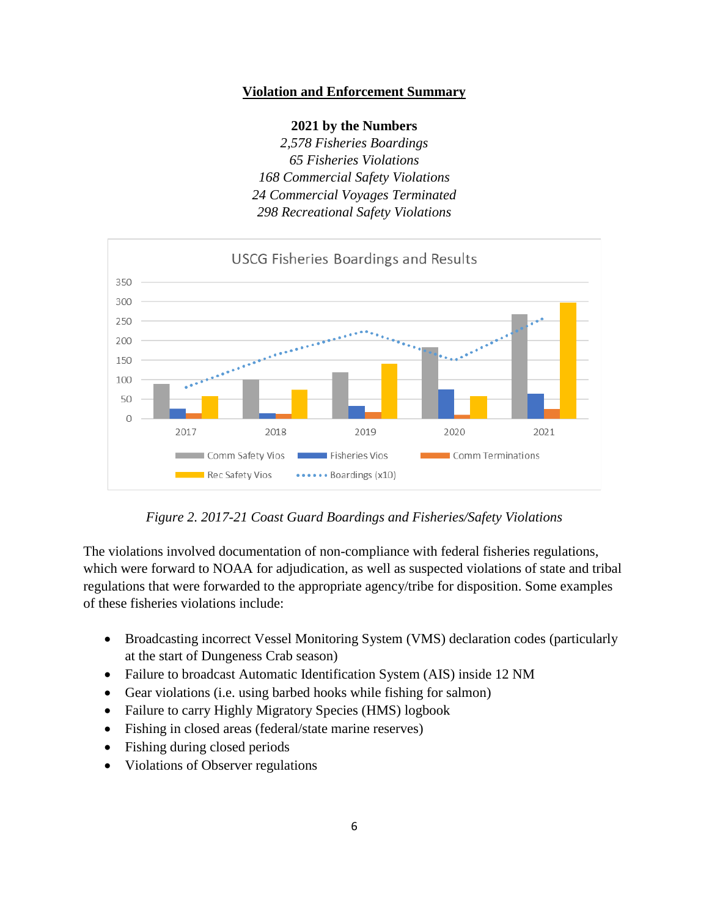## Violation and Enforcement Summary

**2021 by the Numbers**

*2,578 Fisheries Boardings*
*65 Fisheries Violations*
*168 Commercial Safety Violations*
*24 Commercial Voyages Terminated*
*298 Recreational Safety Violations*

*Figure 2. 2017-21 Coast Guard Boardings and Fisheries/Safety Violations*

The violations involved documentation of non-compliance with federal fisheries regulations, which were forward to NOAA for adjudication, as well as suspected violations of state and tribal regulations that were forwarded to the appropriate agency/tribe for disposition. Some examples of these fisheries violations include:

- Broadcasting incorrect Vessel Monitoring System (VMS) declaration codes (particularly at the start of Dungeness Crab season)
- Failure to broadcast Automatic Identification System (AIS) inside 12 NM
- Gear violations (i.e. using barbed hooks while fishing for salmon)
- Failure to carry Highly Migratory Species (HMS) logbook
- Fishing in closed areas (federal/state marine reserves)
- Fishing during closed periods
- Violations of Observer regulations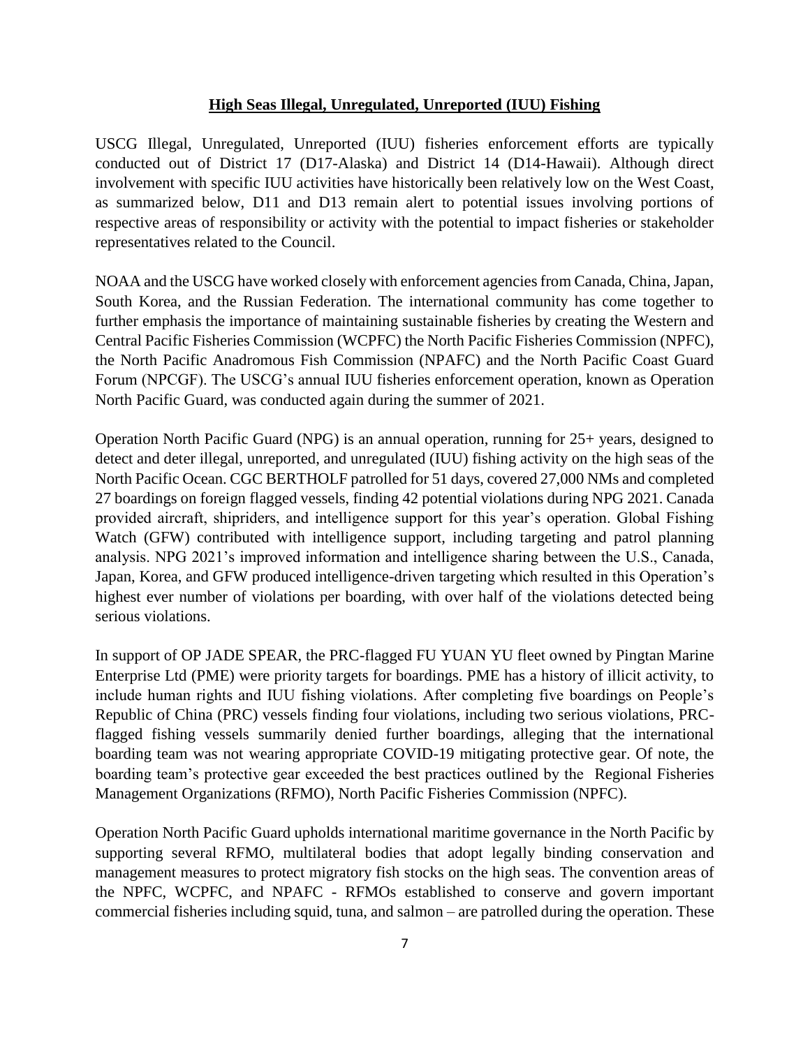## High Seas Illegal, Unregulated, Unreported (IUU) Fishing

USCG Illegal, Unregulated, Unreported (IUU) fisheries enforcement efforts are typically conducted out of District 17 (D17-Alaska) and District 14 (D14-Hawaii). Although direct involvement with specific IUU activities have historically been relatively low on the West Coast, as summarized below, D11 and D13 remain alert to potential issues involving portions of respective areas of responsibility or activity with the potential to impact fisheries or stakeholder representatives related to the Council.

NOAA and the USCG have worked closely with enforcement agencies from Canada, China, Japan, South Korea, and the Russian Federation. The international community has come together to further emphasis the importance of maintaining sustainable fisheries by creating the Western and Central Pacific Fisheries Commission (WCPFC) the North Pacific Fisheries Commission (NPFC), the North Pacific Anadromous Fish Commission (NPAFC) and the North Pacific Coast Guard Forum (NPCGF). The USCG's annual IUU fisheries enforcement operation, known as Operation North Pacific Guard, was conducted again during the summer of 2021.

Operation North Pacific Guard (NPG) is an annual operation, running for 25+ years, designed to detect and deter illegal, unreported, and unregulated (IUU) fishing activity on the high seas of the North Pacific Ocean. CGC BERTHOLF patrolled for 51 days, covered 27,000 NMs and completed 27 boardings on foreign flagged vessels, finding 42 potential violations during NPG 2021. Canada provided aircraft, shipriders, and intelligence support for this year's operation. Global Fishing Watch (GFW) contributed with intelligence support, including targeting and patrol planning analysis. NPG 2021's improved information and intelligence sharing between the U.S., Canada, Japan, Korea, and GFW produced intelligence-driven targeting which resulted in this Operation's highest ever number of violations per boarding, with over half of the violations detected being serious violations.

In support of OP JADE SPEAR, the PRC-flagged FU YUAN YU fleet owned by Pingtan Marine Enterprise Ltd (PME) were priority targets for boardings. PME has a history of illicit activity, to include human rights and IUU fishing violations. After completing five boardings on People's Republic of China (PRC) vessels finding four violations, including two serious violations, PRC-flagged fishing vessels summarily denied further boardings, alleging that the international boarding team was not wearing appropriate COVID-19 mitigating protective gear. Of note, the boarding team's protective gear exceeded the best practices outlined by the Regional Fisheries Management Organizations (RFMO), North Pacific Fisheries Commission (NPFC).

Operation North Pacific Guard upholds international maritime governance in the North Pacific by supporting several RFMO, multilateral bodies that adopt legally binding conservation and management measures to protect migratory fish stocks on the high seas. The convention areas of the NPFC, WCPFC, and NPAFC - RFMOs established to conserve and govern important commercial fisheries including squid, tuna, and salmon – are patrolled during the operation. These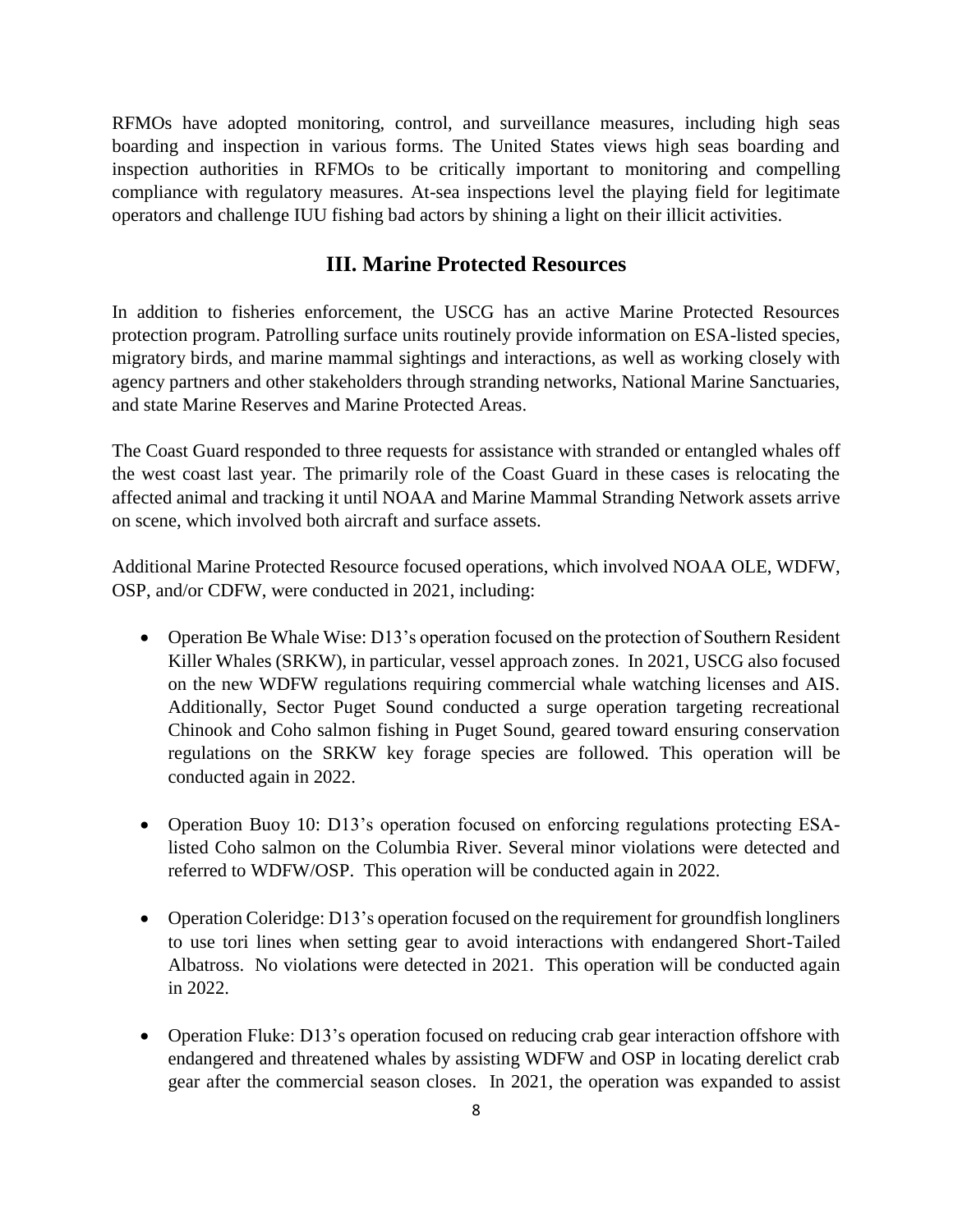RFMOs have adopted monitoring, control, and surveillance measures, including high seas boarding and inspection in various forms. The United States views high seas boarding and inspection authorities in RFMOs to be critically important to monitoring and compelling compliance with regulatory measures. At-sea inspections level the playing field for legitimate operators and challenge IUU fishing bad actors by shining a light on their illicit activities.

## III. Marine Protected Resources

In addition to fisheries enforcement, the USCG has an active Marine Protected Resources protection program. Patrolling surface units routinely provide information on ESA-listed species, migratory birds, and marine mammal sightings and interactions, as well as working closely with agency partners and other stakeholders through stranding networks, National Marine Sanctuaries, and state Marine Reserves and Marine Protected Areas.

The Coast Guard responded to three requests for assistance with stranded or entangled whales off the west coast last year. The primarily role of the Coast Guard in these cases is relocating the affected animal and tracking it until NOAA and Marine Mammal Stranding Network assets arrive on scene, which involved both aircraft and surface assets.

Additional Marine Protected Resource focused operations, which involved NOAA OLE, WDFW, OSP, and/or CDFW, were conducted in 2021, including:

- Operation Be Whale Wise: D13's operation focused on the protection of Southern Resident Killer Whales (SRKW), in particular, vessel approach zones. In 2021, USCG also focused on the new WDFW regulations requiring commercial whale watching licenses and AIS. Additionally, Sector Puget Sound conducted a surge operation targeting recreational Chinook and Coho salmon fishing in Puget Sound, geared toward ensuring conservation regulations on the SRKW key forage species are followed. This operation will be conducted again in 2022.

- Operation Buoy 10: D13's operation focused on enforcing regulations protecting ESA-listed Coho salmon on the Columbia River. Several minor violations were detected and referred to WDFW/OSP. This operation will be conducted again in 2022.

- Operation Coleridge: D13's operation focused on the requirement for groundfish longliners to use tori lines when setting gear to avoid interactions with endangered Short-Tailed Albatross. No violations were detected in 2021. This operation will be conducted again in 2022.

- Operation Fluke: D13's operation focused on reducing crab gear interaction offshore with endangered and threatened whales by assisting WDFW and OSP in locating derelict crab gear after the commercial season closes. In 2021, the operation was expanded to assist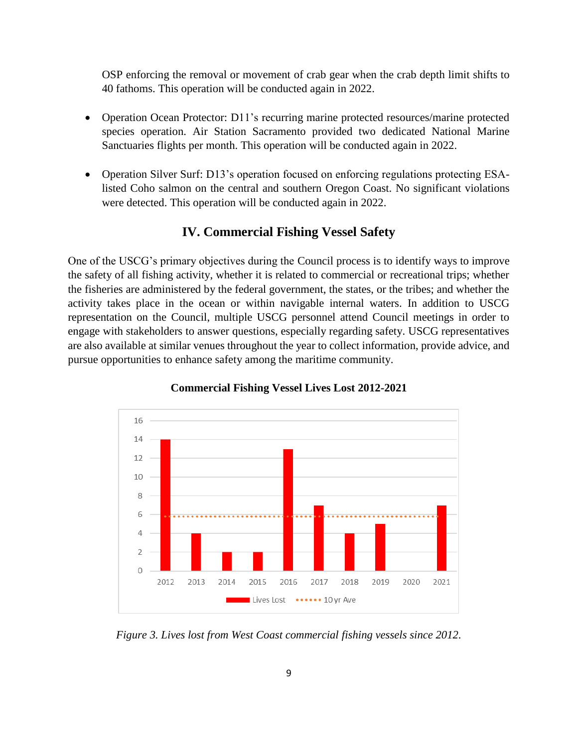OSP enforcing the removal or movement of crab gear when the crab depth limit shifts to 40 fathoms. This operation will be conducted again in 2022.

- Operation Ocean Protector: D11's recurring marine protected resources/marine protected species operation. Air Station Sacramento provided two dedicated National Marine Sanctuaries flights per month. This operation will be conducted again in 2022.

- Operation Silver Surf: D13's operation focused on enforcing regulations protecting ESA-listed Coho salmon on the central and southern Oregon Coast. No significant violations were detected. This operation will be conducted again in 2022.

## IV. Commercial Fishing Vessel Safety

One of the USCG's primary objectives during the Council process is to identify ways to improve the safety of all fishing activity, whether it is related to commercial or recreational trips; whether the fisheries are administered by the federal government, the states, or the tribes; and whether the activity takes place in the ocean or within navigable internal waters. In addition to USCG representation on the Council, multiple USCG personnel attend Council meetings in order to engage with stakeholders to answer questions, especially regarding safety. USCG representatives are also available at similar venues throughout the year to collect information, provide advice, and pursue opportunities to enhance safety among the maritime community.

**Commercial Fishing Vessel Lives Lost 2012-2021**

*Figure 3. Lives lost from West Coast commercial fishing vessels since 2012.*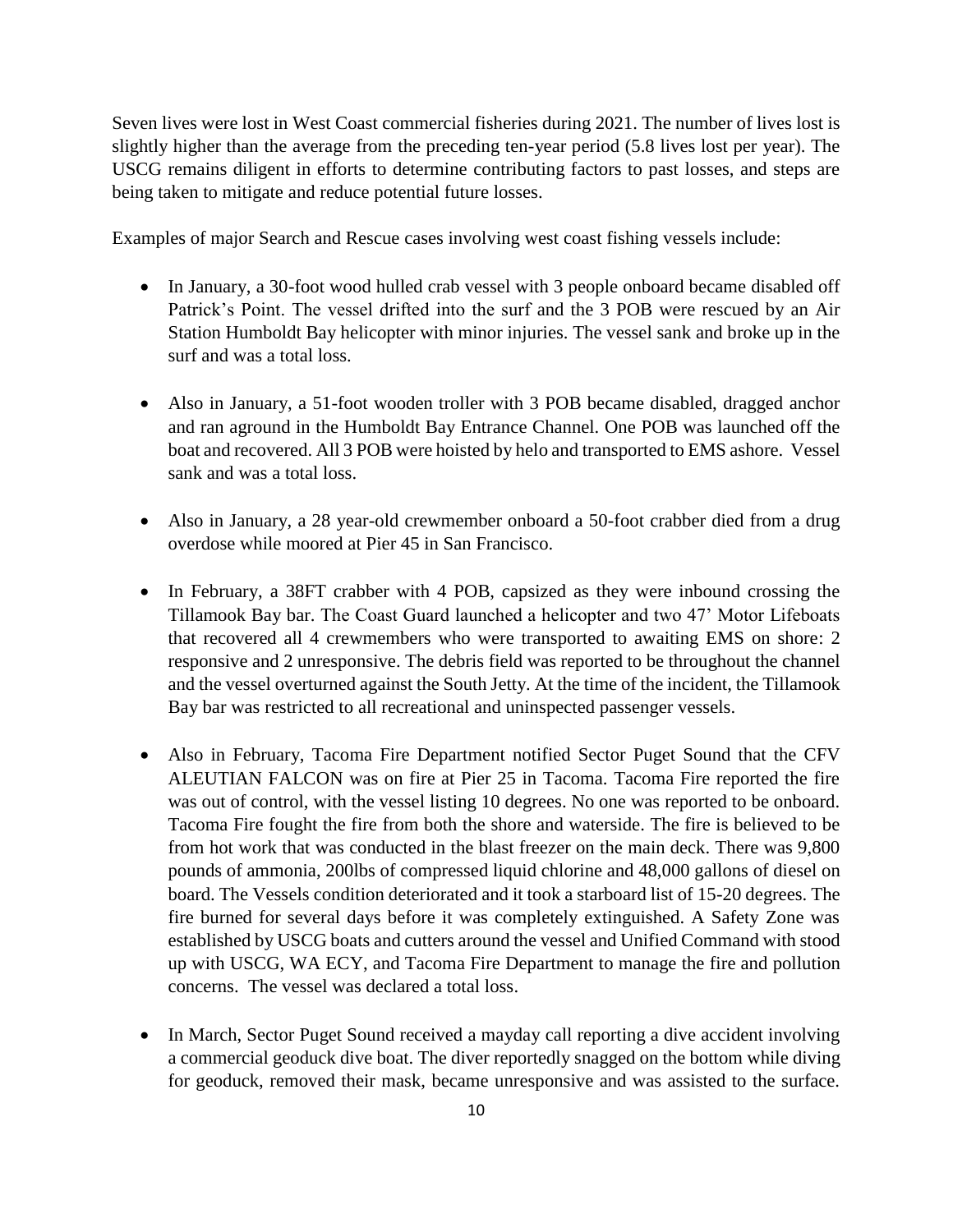Seven lives were lost in West Coast commercial fisheries during 2021. The number of lives lost is slightly higher than the average from the preceding ten-year period (5.8 lives lost per year). The USCG remains diligent in efforts to determine contributing factors to past losses, and steps are being taken to mitigate and reduce potential future losses.

Examples of major Search and Rescue cases involving west coast fishing vessels include:

- In January, a 30-foot wood hulled crab vessel with 3 people onboard became disabled off Patrick's Point. The vessel drifted into the surf and the 3 POB were rescued by an Air Station Humboldt Bay helicopter with minor injuries. The vessel sank and broke up in the surf and was a total loss.

- Also in January, a 51-foot wooden troller with 3 POB became disabled, dragged anchor and ran aground in the Humboldt Bay Entrance Channel. One POB was launched off the boat and recovered. All 3 POB were hoisted by helo and transported to EMS ashore. Vessel sank and was a total loss.

- Also in January, a 28 year-old crewmember onboard a 50-foot crabber died from a drug overdose while moored at Pier 45 in San Francisco.

- In February, a 38FT crabber with 4 POB, capsized as they were inbound crossing the Tillamook Bay bar. The Coast Guard launched a helicopter and two 47' Motor Lifeboats that recovered all 4 crewmembers who were transported to awaiting EMS on shore: 2 responsive and 2 unresponsive. The debris field was reported to be throughout the channel and the vessel overturned against the South Jetty. At the time of the incident, the Tillamook Bay bar was restricted to all recreational and uninspected passenger vessels.

- Also in February, Tacoma Fire Department notified Sector Puget Sound that the CFV ALEUTIAN FALCON was on fire at Pier 25 in Tacoma. Tacoma Fire reported the fire was out of control, with the vessel listing 10 degrees. No one was reported to be onboard. Tacoma Fire fought the fire from both the shore and waterside. The fire is believed to be from hot work that was conducted in the blast freezer on the main deck. There was 9,800 pounds of ammonia, 200lbs of compressed liquid chlorine and 48,000 gallons of diesel on board. The Vessels condition deteriorated and it took a starboard list of 15-20 degrees. The fire burned for several days before it was completely extinguished. A Safety Zone was established by USCG boats and cutters around the vessel and Unified Command with stood up with USCG, WA ECY, and Tacoma Fire Department to manage the fire and pollution concerns. The vessel was declared a total loss.

- In March, Sector Puget Sound received a mayday call reporting a dive accident involving a commercial geoduck dive boat. The diver reportedly snagged on the bottom while diving for geoduck, removed their mask, became unresponsive and was assisted to the surface.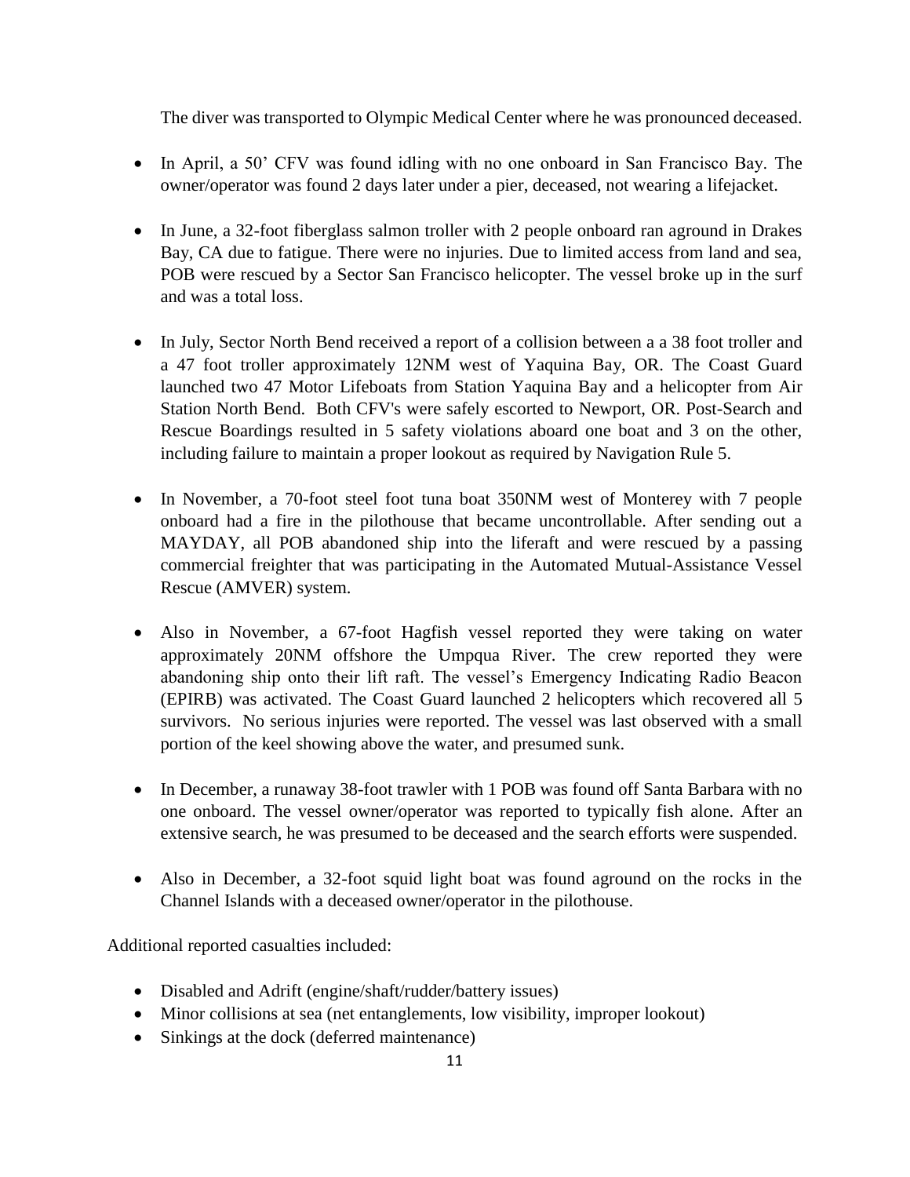The diver was transported to Olympic Medical Center where he was pronounced deceased.

- In April, a 50' CFV was found idling with no one onboard in San Francisco Bay. The owner/operator was found 2 days later under a pier, deceased, not wearing a lifejacket.
- In June, a 32-foot fiberglass salmon troller with 2 people onboard ran aground in Drakes Bay, CA due to fatigue. There were no injuries. Due to limited access from land and sea, POB were rescued by a Sector San Francisco helicopter. The vessel broke up in the surf and was a total loss.
- In July, Sector North Bend received a report of a collision between a a 38 foot troller and a 47 foot troller approximately 12NM west of Yaquina Bay, OR. The Coast Guard launched two 47 Motor Lifeboats from Station Yaquina Bay and a helicopter from Air Station North Bend. Both CFV's were safely escorted to Newport, OR. Post-Search and Rescue Boardings resulted in 5 safety violations aboard one boat and 3 on the other, including failure to maintain a proper lookout as required by Navigation Rule 5.
- In November, a 70-foot steel foot tuna boat 350NM west of Monterey with 7 people onboard had a fire in the pilothouse that became uncontrollable. After sending out a MAYDAY, all POB abandoned ship into the liferaft and were rescued by a passing commercial freighter that was participating in the Automated Mutual-Assistance Vessel Rescue (AMVER) system.
- Also in November, a 67-foot Hagfish vessel reported they were taking on water approximately 20NM offshore the Umpqua River. The crew reported they were abandoning ship onto their lift raft. The vessel's Emergency Indicating Radio Beacon (EPIRB) was activated. The Coast Guard launched 2 helicopters which recovered all 5 survivors. No serious injuries were reported. The vessel was last observed with a small portion of the keel showing above the water, and presumed sunk.
- In December, a runaway 38-foot trawler with 1 POB was found off Santa Barbara with no one onboard. The vessel owner/operator was reported to typically fish alone. After an extensive search, he was presumed to be deceased and the search efforts were suspended.
- Also in December, a 32-foot squid light boat was found aground on the rocks in the Channel Islands with a deceased owner/operator in the pilothouse.

Additional reported casualties included:

- Disabled and Adrift (engine/shaft/rudder/battery issues)
- Minor collisions at sea (net entanglements, low visibility, improper lookout)
- Sinkings at the dock (deferred maintenance)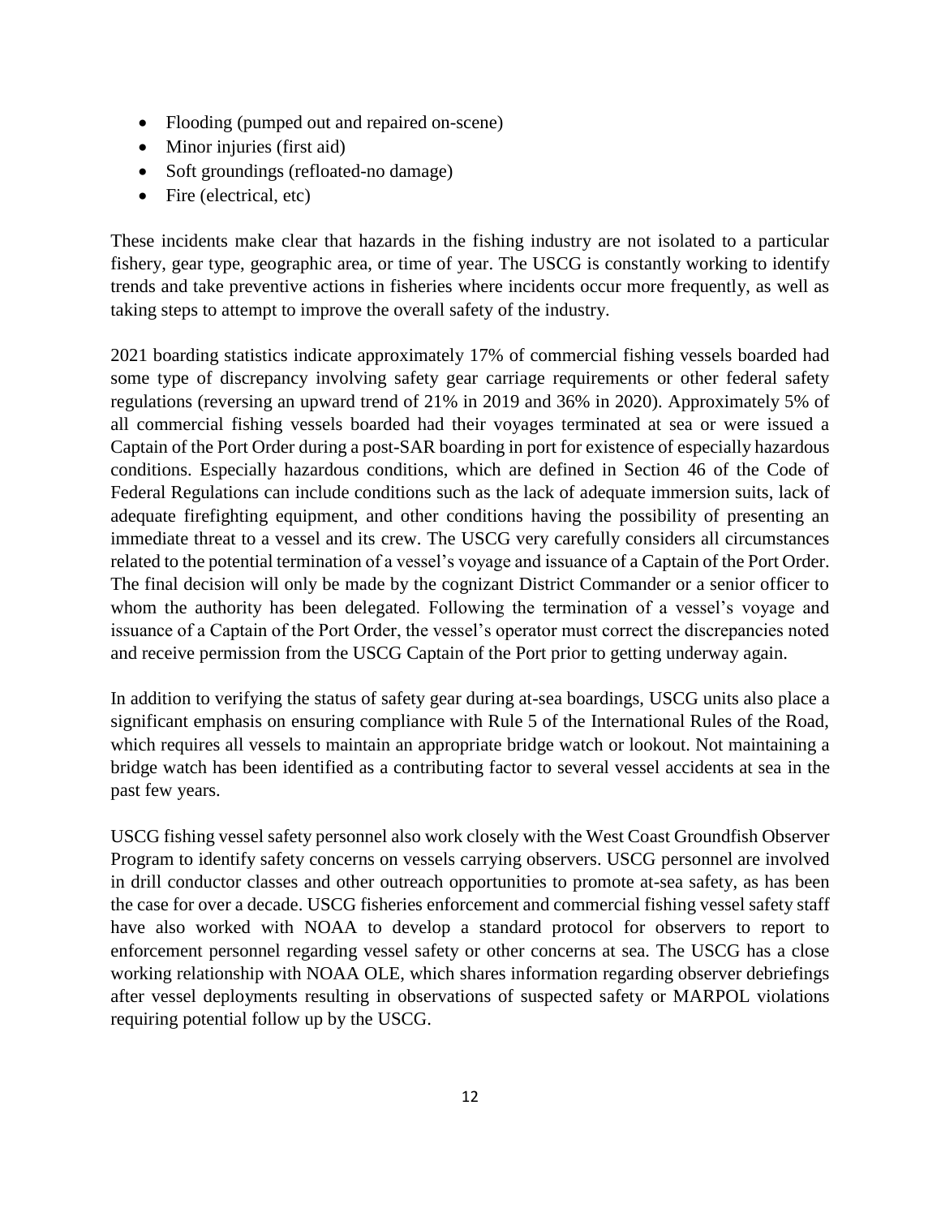- Flooding (pumped out and repaired on-scene)
- Minor injuries (first aid)
- Soft groundings (refloated-no damage)
- Fire (electrical, etc)

These incidents make clear that hazards in the fishing industry are not isolated to a particular fishery, gear type, geographic area, or time of year. The USCG is constantly working to identify trends and take preventive actions in fisheries where incidents occur more frequently, as well as taking steps to attempt to improve the overall safety of the industry.

2021 boarding statistics indicate approximately 17% of commercial fishing vessels boarded had some type of discrepancy involving safety gear carriage requirements or other federal safety regulations (reversing an upward trend of 21% in 2019 and 36% in 2020). Approximately 5% of all commercial fishing vessels boarded had their voyages terminated at sea or were issued a Captain of the Port Order during a post-SAR boarding in port for existence of especially hazardous conditions. Especially hazardous conditions, which are defined in Section 46 of the Code of Federal Regulations can include conditions such as the lack of adequate immersion suits, lack of adequate firefighting equipment, and other conditions having the possibility of presenting an immediate threat to a vessel and its crew. The USCG very carefully considers all circumstances related to the potential termination of a vessel's voyage and issuance of a Captain of the Port Order. The final decision will only be made by the cognizant District Commander or a senior officer to whom the authority has been delegated. Following the termination of a vessel's voyage and issuance of a Captain of the Port Order, the vessel's operator must correct the discrepancies noted and receive permission from the USCG Captain of the Port prior to getting underway again.

In addition to verifying the status of safety gear during at-sea boardings, USCG units also place a significant emphasis on ensuring compliance with Rule 5 of the International Rules of the Road, which requires all vessels to maintain an appropriate bridge watch or lookout. Not maintaining a bridge watch has been identified as a contributing factor to several vessel accidents at sea in the past few years.

USCG fishing vessel safety personnel also work closely with the West Coast Groundfish Observer Program to identify safety concerns on vessels carrying observers. USCG personnel are involved in drill conductor classes and other outreach opportunities to promote at-sea safety, as has been the case for over a decade. USCG fisheries enforcement and commercial fishing vessel safety staff have also worked with NOAA to develop a standard protocol for observers to report to enforcement personnel regarding vessel safety or other concerns at sea. The USCG has a close working relationship with NOAA OLE, which shares information regarding observer debriefings after vessel deployments resulting in observations of suspected safety or MARPOL violations requiring potential follow up by the USCG.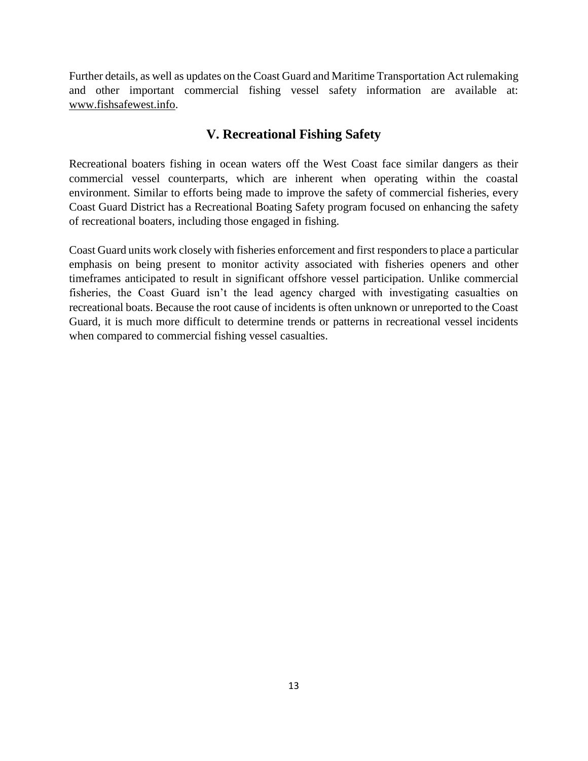Further details, as well as updates on the Coast Guard and Maritime Transportation Act rulemaking and other important commercial fishing vessel safety information are available at: www.fishsafewest.info.

## V. Recreational Fishing Safety

Recreational boaters fishing in ocean waters off the West Coast face similar dangers as their commercial vessel counterparts, which are inherent when operating within the coastal environment. Similar to efforts being made to improve the safety of commercial fisheries, every Coast Guard District has a Recreational Boating Safety program focused on enhancing the safety of recreational boaters, including those engaged in fishing.

Coast Guard units work closely with fisheries enforcement and first responders to place a particular emphasis on being present to monitor activity associated with fisheries openers and other timeframes anticipated to result in significant offshore vessel participation. Unlike commercial fisheries, the Coast Guard isn't the lead agency charged with investigating casualties on recreational boats. Because the root cause of incidents is often unknown or unreported to the Coast Guard, it is much more difficult to determine trends or patterns in recreational vessel incidents when compared to commercial fishing vessel casualties.